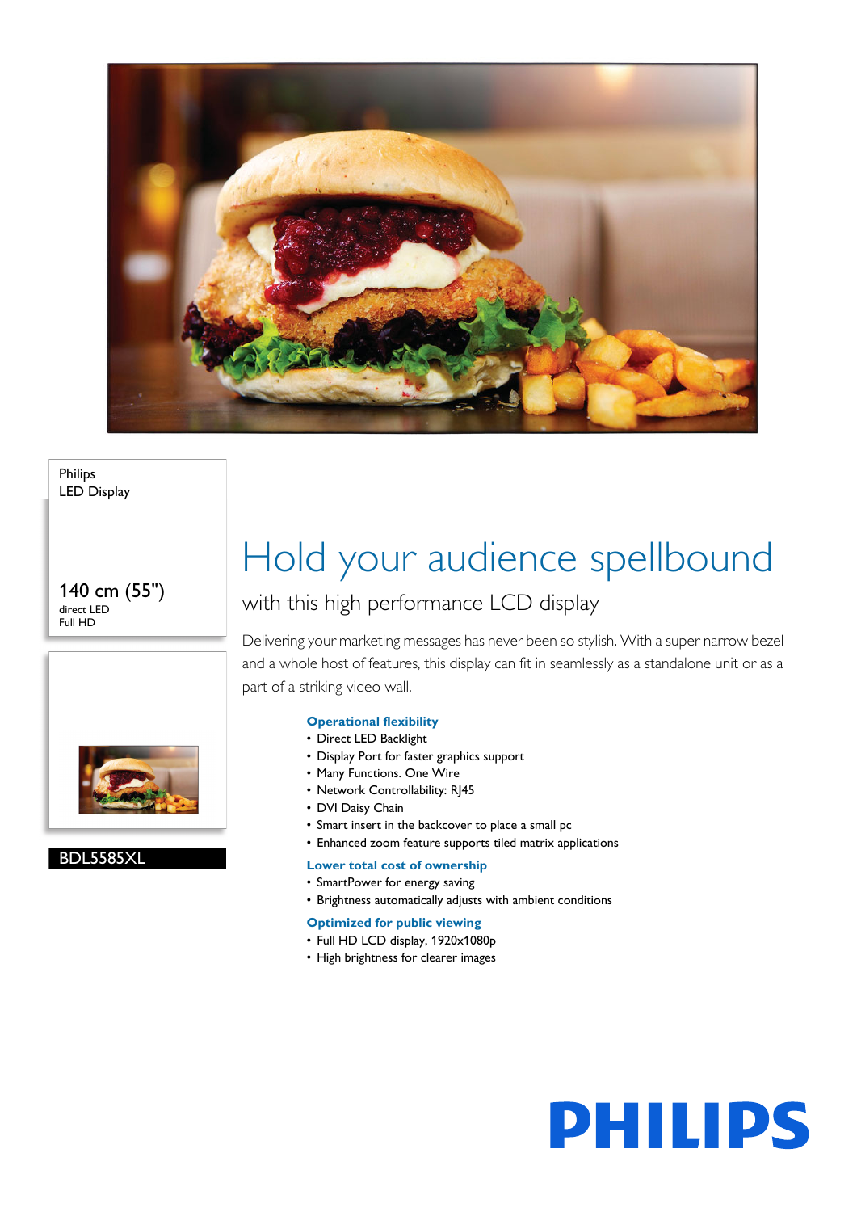Philips
LED Display

140 cm (55")
direct LED
Full HD

BDL5585XL

# Hold your audience spellbound

## with this high performance LCD display

Delivering your marketing messages has never been so stylish. With a super narrow bezel and a whole host of features, this display can fit in seamlessly as a standalone unit or as a part of a striking video wall.

### Operational flexibility

- Direct LED Backlight
- Display Port for faster graphics support
- Many Functions. One Wire
- Network Controllability: RJ45
- DVI Daisy Chain
- Smart insert in the backcover to place a small pc
- Enhanced zoom feature supports tiled matrix applications

### Lower total cost of ownership

- SmartPower for energy saving
- Brightness automatically adjusts with ambient conditions

### Optimized for public viewing

- Full HD LCD display, 1920x1080p
- High brightness for clearer images

PHILIPS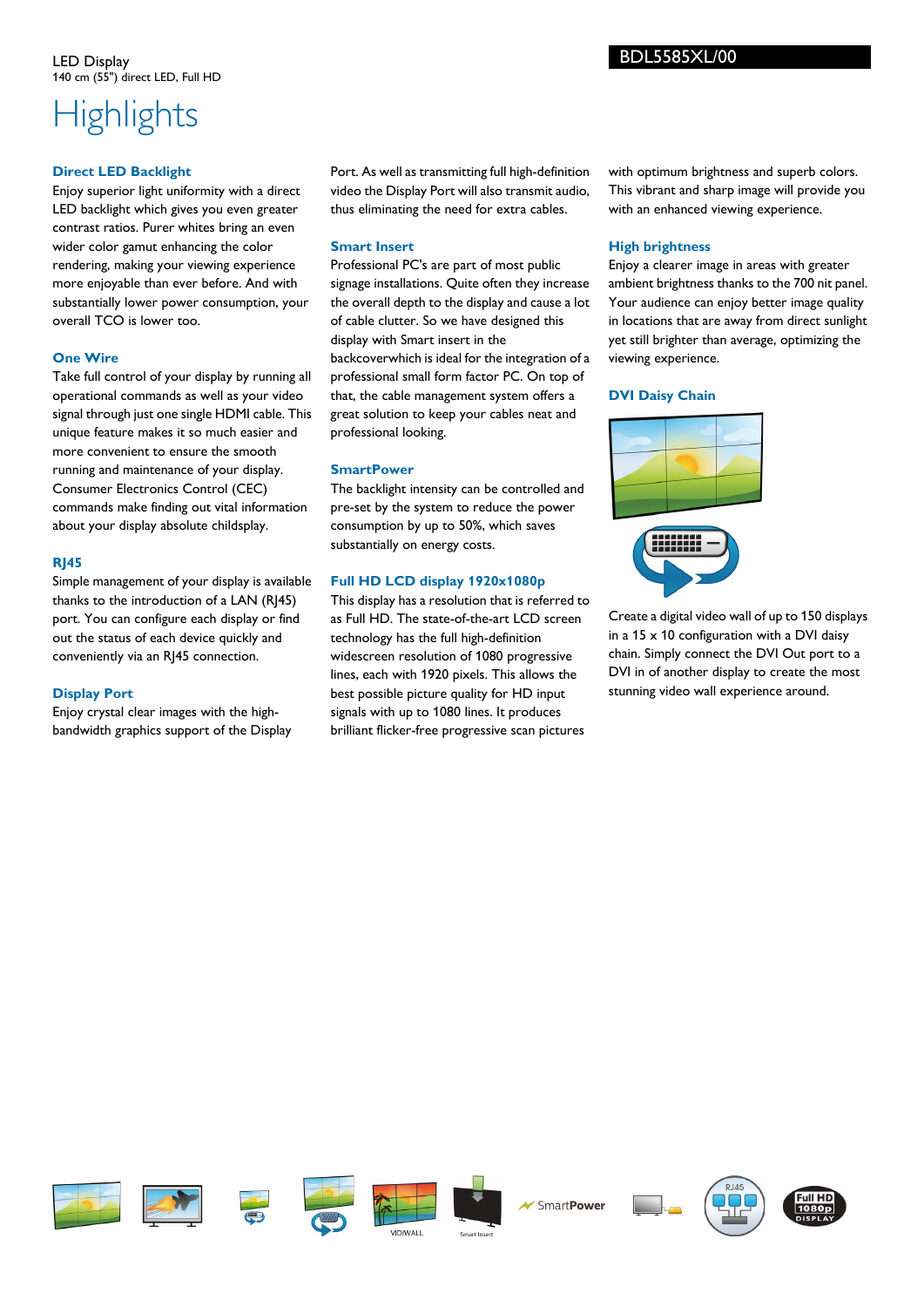LED Display
140 cm (55") direct LED, Full HD

BDL5585XL/00

# Highlights

### Direct LED Backlight

Enjoy superior light uniformity with a direct LED backlight which gives you even greater contrast ratios. Purer whites bring an even wider color gamut enhancing the color rendering, making your viewing experience more enjoyable than ever before. And with substantially lower power consumption, your overall TCO is lower too.

### One Wire

Take full control of your display by running all operational commands as well as your video signal through just one single HDMI cable. This unique feature makes it so much easier and more convenient to ensure the smooth running and maintenance of your display. Consumer Electronics Control (CEC) commands make finding out vital information about your display absolute childsplay.

### RJ45

Simple management of your display is available thanks to the introduction of a LAN (RJ45) port. You can configure each display or find out the status of each device quickly and conveniently via an RJ45 connection.

### Display Port

Enjoy crystal clear images with the high-bandwidth graphics support of the Display Port. As well as transmitting full high-definition video the Display Port will also transmit audio, thus eliminating the need for extra cables.

### Smart Insert

Professional PC's are part of most public signage installations. Quite often they increase the overall depth to the display and cause a lot of cable clutter. So we have designed this display with Smart insert in the backcoverwhich is ideal for the integration of a professional small form factor PC. On top of that, the cable management system offers a great solution to keep your cables neat and professional looking.

### SmartPower

The backlight intensity can be controlled and pre-set by the system to reduce the power consumption by up to 50%, which saves substantially on energy costs.

### Full HD LCD display 1920x1080p

This display has a resolution that is referred to as Full HD. The state-of-the-art LCD screen technology has the full high-definition widescreen resolution of 1080 progressive lines, each with 1920 pixels. This allows the best possible picture quality for HD input signals with up to 1080 lines. It produces brilliant flicker-free progressive scan pictures with optimum brightness and superb colors. This vibrant and sharp image will provide you with an enhanced viewing experience.

### High brightness

Enjoy a clearer image in areas with greater ambient brightness thanks to the 700 nit panel. Your audience can enjoy better image quality in locations that are away from direct sunlight yet still brighter than average, optimizing the viewing experience.

### DVI Daisy Chain

Create a digital video wall of up to 150 displays in a 15 x 10 configuration with a DVI daisy chain. Simply connect the DVI Out port to a DVI in of another display to create the most stunning video wall experience around.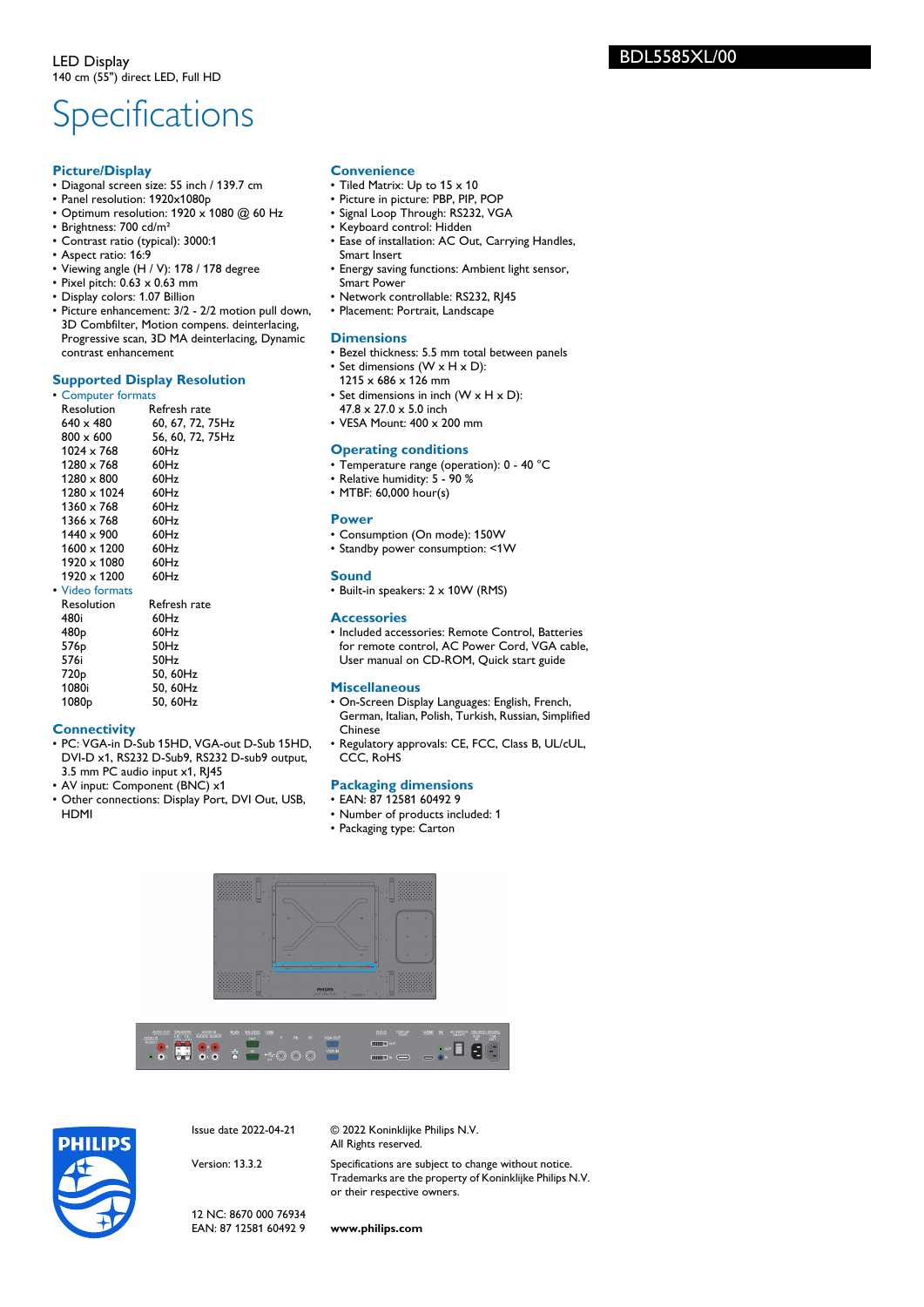LED Display
140 cm (55") direct LED, Full HD

BDL5585XL/00

# Specifications

## Picture/Display

- Diagonal screen size: 55 inch / 139.7 cm
- Panel resolution: 1920x1080p
- Optimum resolution: 1920 x 1080 @ 60 Hz
- Brightness: 700 cd/m²
- Contrast ratio (typical): 3000:1
- Aspect ratio: 16:9
- Viewing angle (H / V): 178 / 178 degree
- Pixel pitch: 0.63 x 0.63 mm
- Display colors: 1.07 Billion
- Picture enhancement: 3/2 - 2/2 motion pull down, 3D Combfilter, Motion compens. deinterlacing, Progressive scan, 3D MA deinterlacing, Dynamic contrast enhancement

## Supported Display Resolution

- Computer formats

| Resolution | Refresh rate |
|---|---|
| 640 x 480 | 60, 67, 72, 75Hz |
| 800 x 600 | 56, 60, 72, 75Hz |
| 1024 x 768 | 60Hz |
| 1280 x 768 | 60Hz |
| 1280 x 800 | 60Hz |
| 1280 x 1024 | 60Hz |
| 1360 x 768 | 60Hz |
| 1366 x 768 | 60Hz |
| 1440 x 900 | 60Hz |
| 1600 x 1200 | 60Hz |
| 1920 x 1080 | 60Hz |
| 1920 x 1200 | 60Hz |

- Video formats

| Resolution | Refresh rate |
|---|---|
| 480i | 60Hz |
| 480p | 60Hz |
| 576p | 50Hz |
| 576i | 50Hz |
| 720p | 50, 60Hz |
| 1080i | 50, 60Hz |
| 1080p | 50, 60Hz |

## Connectivity

- PC: VGA-in D-Sub 15HD, VGA-out D-Sub 15HD, DVI-D x1, RS232 D-Sub9, RS232 D-sub9 output, 3.5 mm PC audio input x1, RJ45
- AV input: Component (BNC) x1
- Other connections: Display Port, DVI Out, USB, HDMI

## Convenience

- Tiled Matrix: Up to 15 x 10
- Picture in picture: PBP, PIP, POP
- Signal Loop Through: RS232, VGA
- Keyboard control: Hidden
- Ease of installation: AC Out, Carrying Handles, Smart Insert
- Energy saving functions: Ambient light sensor, Smart Power
- Network controllable: RS232, RJ45
- Placement: Portrait, Landscape

## Dimensions

- Bezel thickness: 5.5 mm total between panels
- Set dimensions (W x H x D): 1215 x 686 x 126 mm
- Set dimensions in inch (W x H x D): 47.8 x 27.0 x 5.0 inch
- VESA Mount: 400 x 200 mm

## Operating conditions

- Temperature range (operation): 0 - 40 °C
- Relative humidity: 5 - 90 %
- MTBF: 60,000 hour(s)

## Power

- Consumption (On mode): 150W
- Standby power consumption: <1W

## Sound

- Built-in speakers: 2 x 10W (RMS)

## Accessories

- Included accessories: Remote Control, Batteries for remote control, AC Power Cord, VGA cable, User manual on CD-ROM, Quick start guide

## Miscellaneous

- On-Screen Display Languages: English, French, German, Italian, Polish, Turkish, Russian, Simplified Chinese
- Regulatory approvals: CE, FCC, Class B, UL/cUL, CCC, RoHS

## Packaging dimensions

- EAN: 87 12581 60492 9
- Number of products included: 1
- Packaging type: Carton

Issue date 2022-04-21

Version: 13.3.2

12 NC: 8670 000 76934
EAN: 87 12581 60492 9

© 2022 Koninklijke Philips N.V.
All Rights reserved.

Specifications are subject to change without notice. Trademarks are the property of Koninklijke Philips N.V. or their respective owners.

**www.philips.com**